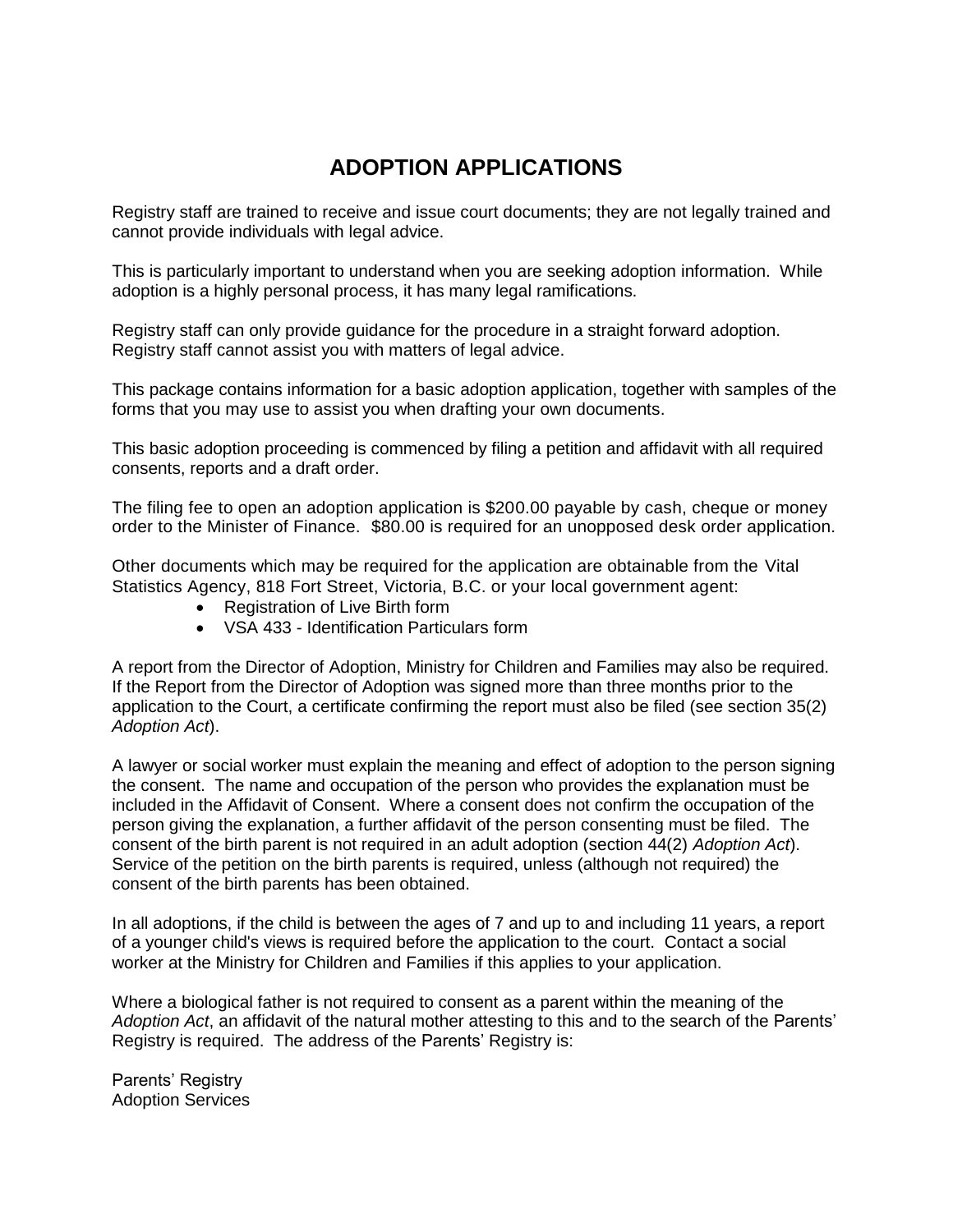# ADOPTION APPLICATIONS

Registry staff are trained to receive and issue court documents; they are not legally trained and cannot provide individuals with legal advice.

This is particularly important to understand when you are seeking adoption information. While adoption is a highly personal process, it has many legal ramifications.

Registry staff can only provide guidance for the procedure in a straight forward adoption. Registry staff cannot assist you with matters of legal advice.

This package contains information for a basic adoption application, together with samples of the forms that you may use to assist you when drafting your own documents.

This basic adoption proceeding is commenced by filing a petition and affidavit with all required consents, reports and a draft order.

The filing fee to open an adoption application is $200.00 payable by cash, cheque or money order to the Minister of Finance. $80.00 is required for an unopposed desk order application.

Other documents which may be required for the application are obtainable from the Vital Statistics Agency, 818 Fort Street, Victoria, B.C. or your local government agent:

- Registration of Live Birth form
- VSA 433 - Identification Particulars form

A report from the Director of Adoption, Ministry for Children and Families may also be required. If the Report from the Director of Adoption was signed more than three months prior to the application to the Court, a certificate confirming the report must also be filed (see section 35(2) *Adoption Act*).

A lawyer or social worker must explain the meaning and effect of adoption to the person signing the consent. The name and occupation of the person who provides the explanation must be included in the Affidavit of Consent. Where a consent does not confirm the occupation of the person giving the explanation, a further affidavit of the person consenting must be filed. The consent of the birth parent is not required in an adult adoption (section 44(2) *Adoption Act*). Service of the petition on the birth parents is required, unless (although not required) the consent of the birth parents has been obtained.

In all adoptions, if the child is between the ages of 7 and up to and including 11 years, a report of a younger child's views is required before the application to the court. Contact a social worker at the Ministry for Children and Families if this applies to your application.

Where a biological father is not required to consent as a parent within the meaning of the *Adoption Act*, an affidavit of the natural mother attesting to this and to the search of the Parents' Registry is required. The address of the Parents' Registry is:

Parents' Registry
Adoption Services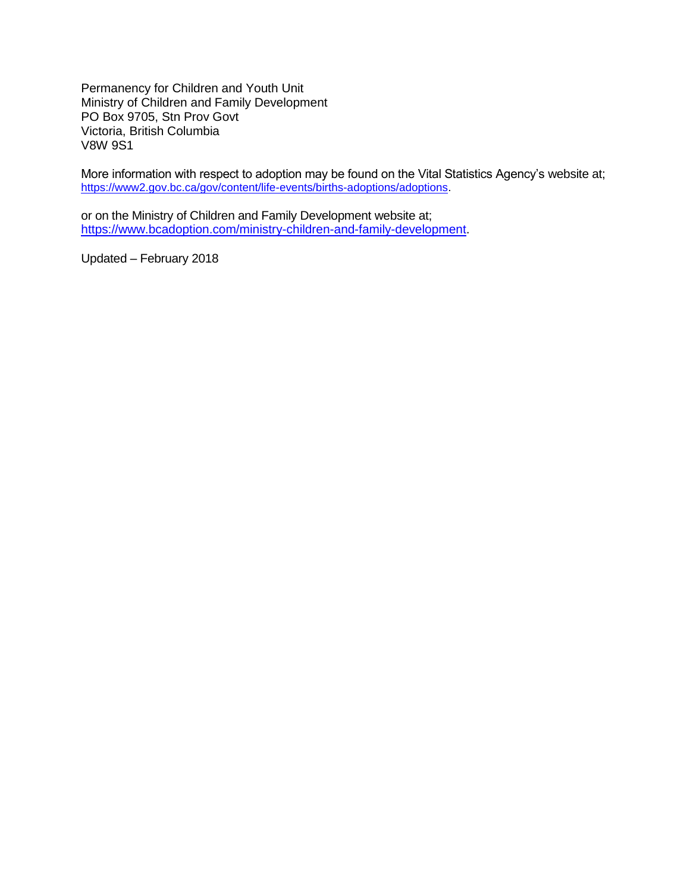Permanency for Children and Youth Unit
Ministry of Children and Family Development
PO Box 9705, Stn Prov Govt
Victoria, British Columbia
V8W 9S1

More information with respect to adoption may be found on the Vital Statistics Agency's website at; https://www2.gov.bc.ca/gov/content/life-events/births-adoptions/adoptions.

or on the Ministry of Children and Family Development website at; https://www.bcadoption.com/ministry-children-and-family-development.

Updated – February 2018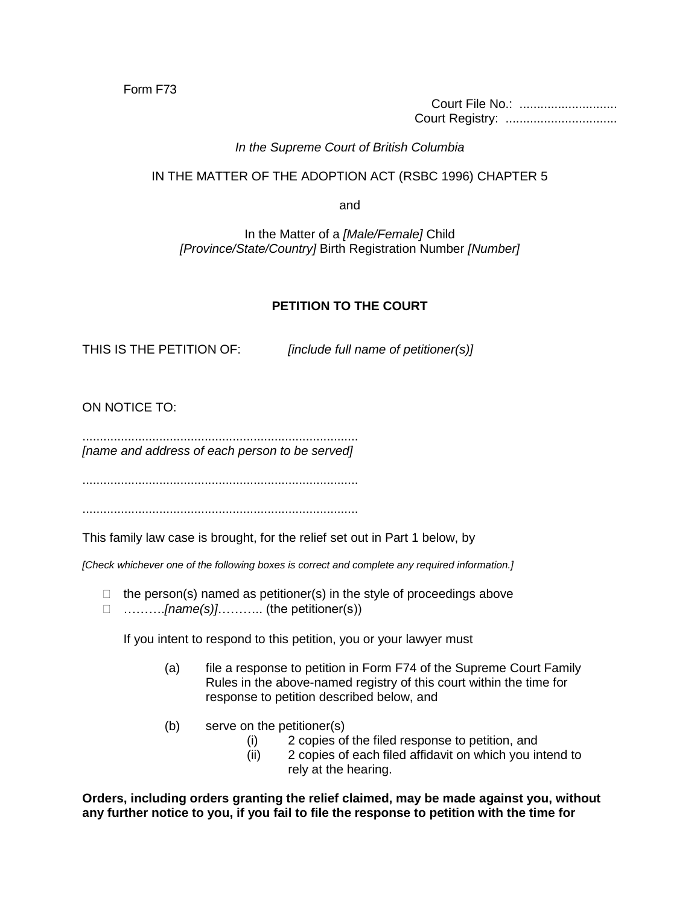Form F73

Court File No.: ............................
Court Registry: ................................

*In the Supreme Court of British Columbia*

IN THE MATTER OF THE ADOPTION ACT (RSBC 1996) CHAPTER 5

and

In the Matter of a *[Male/Female]* Child
*[Province/State/Country]* Birth Registration Number *[Number]*

**PETITION TO THE COURT**

THIS IS THE PETITION OF: *[include full name of petitioner(s)]*

ON NOTICE TO:

..............................................................................
*[name and address of each person to be served]*

..............................................................................

..............................................................................

This family law case is brought, for the relief set out in Part 1 below, by

*[Check whichever one of the following boxes is correct and complete any required information.]*

- ☐ the person(s) named as petitioner(s) in the style of proceedings above
- ☐ ……….*[name(s)]*……….. (the petitioner(s))

If you intent to respond to this petition, you or your lawyer must

(a) file a response to petition in Form F74 of the Supreme Court Family Rules in the above-named registry of this court within the time for response to petition described below, and

(b) serve on the petitioner(s)
   (i) 2 copies of the filed response to petition, and
   (ii) 2 copies of each filed affidavit on which you intend to rely at the hearing.

**Orders, including orders granting the relief claimed, may be made against you, without any further notice to you, if you fail to file the response to petition with the time for**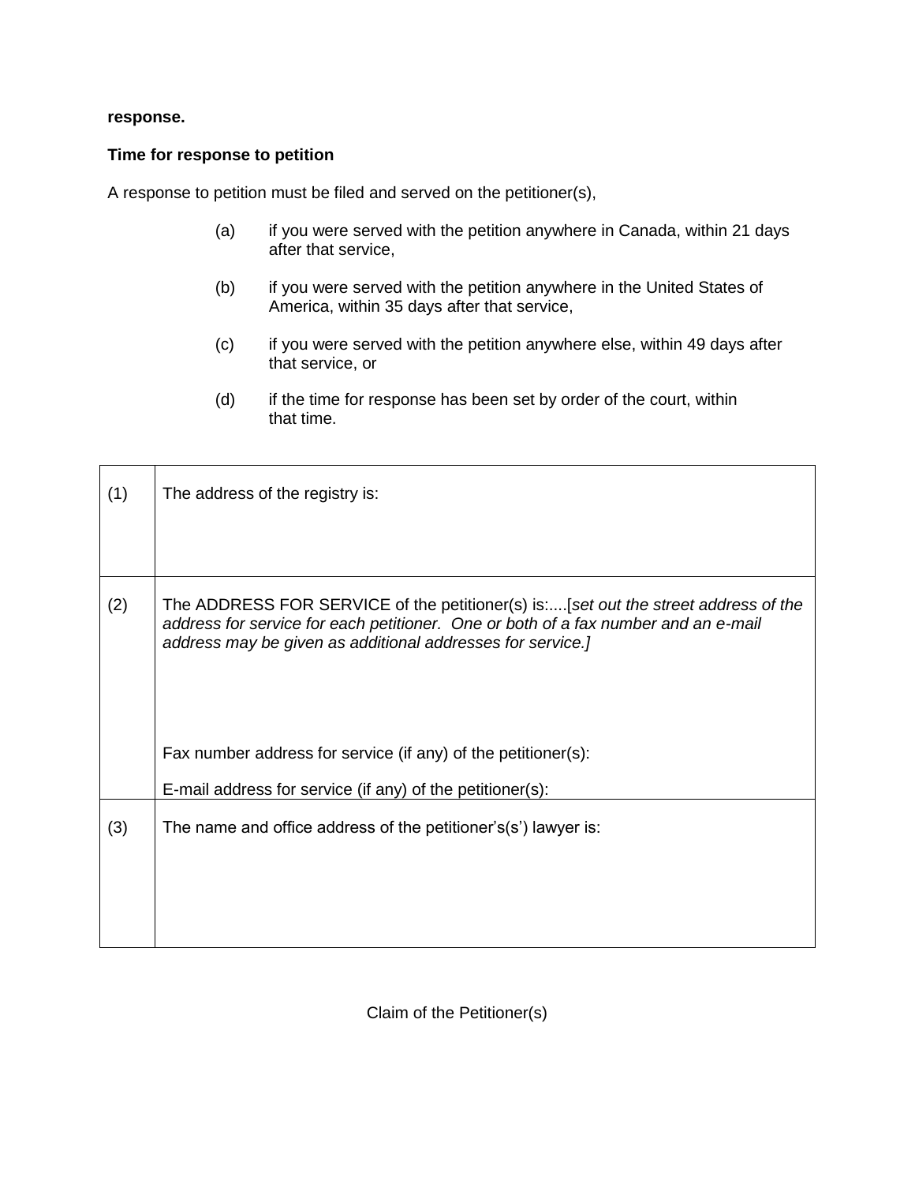**response.**

**Time for response to petition**

A response to petition must be filed and served on the petitioner(s),

(a) if you were served with the petition anywhere in Canada, within 21 days after that service,

(b) if you were served with the petition anywhere in the United States of America, within 35 days after that service,

(c) if you were served with the petition anywhere else, within 49 days after that service, or

(d) if the time for response has been set by order of the court, within that time.

| | |
|---|---|
| (1) | The address of the registry is: |
| (2) | The ADDRESS FOR SERVICE of the petitioner(s) is:....[*set out the street address of the address for service for each petitioner. One or both of a fax number and an e-mail address may be given as additional addresses for service.]*<br><br>Fax number address for service (if any) of the petitioner(s):<br><br>E-mail address for service (if any) of the petitioner(s): |
| (3) | The name and office address of the petitioner's(s') lawyer is: |

Claim of the Petitioner(s)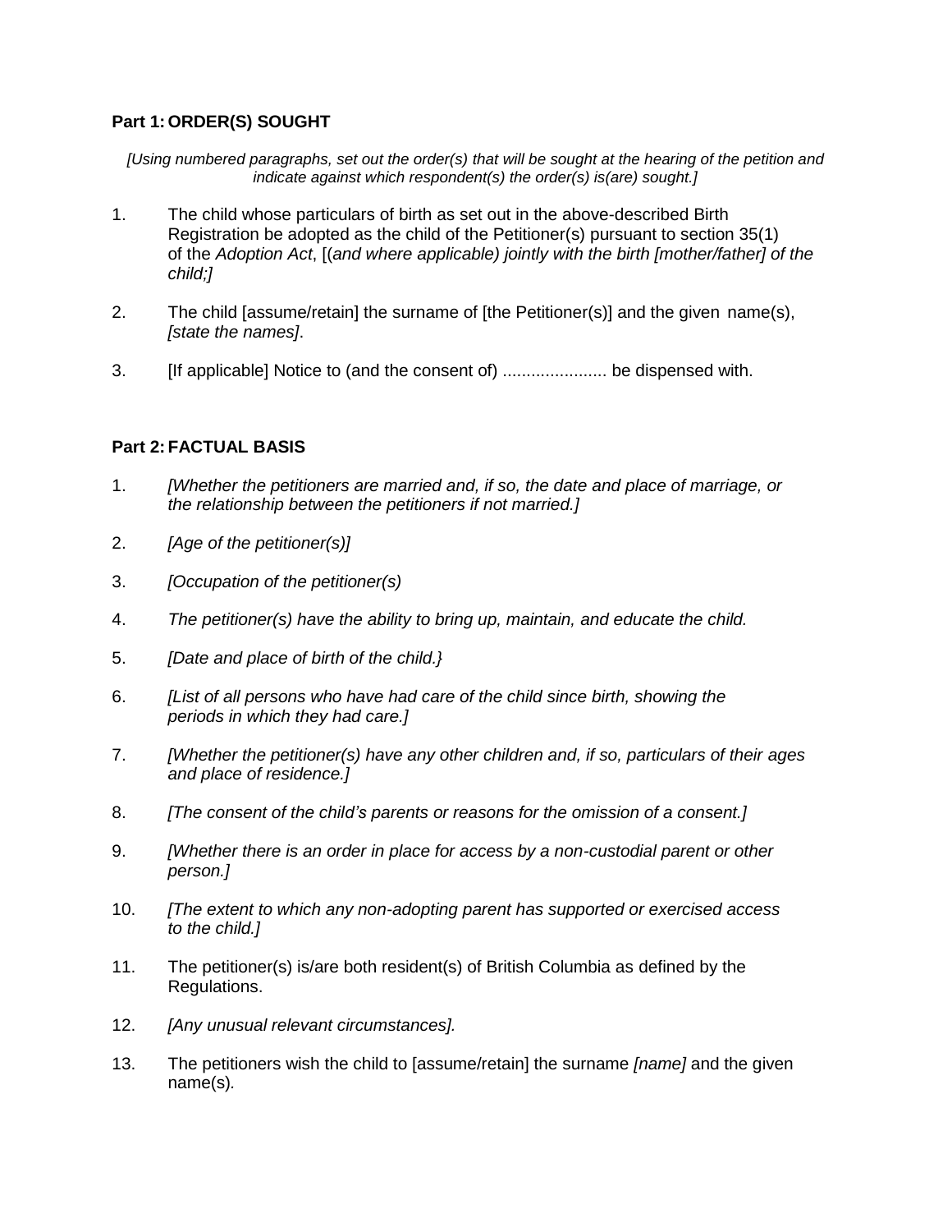**Part 1: ORDER(S) SOUGHT**

*[Using numbered paragraphs, set out the order(s) that will be sought at the hearing of the petition and indicate against which respondent(s) the order(s) is(are) sought.]*

1. The child whose particulars of birth as set out in the above-described Birth Registration be adopted as the child of the Petitioner(s) pursuant to section 35(1) of the *Adoption Act*, [(*and where applicable) jointly with the birth [mother/father] of the child;]*

2. The child [assume/retain] the surname of [the Petitioner(s)] and the given name(s), *[state the names]*.

3. [If applicable] Notice to (and the consent of) ...................... be dispensed with.

**Part 2: FACTUAL BASIS**

1. *[Whether the petitioners are married and, if so, the date and place of marriage, or the relationship between the petitioners if not married.]*

2. *[Age of the petitioner(s)]*

3. *[Occupation of the petitioner(s)*

4. *The petitioner(s) have the ability to bring up, maintain, and educate the child.*

5. *[Date and place of birth of the child.}*

6. *[List of all persons who have had care of the child since birth, showing the periods in which they had care.]*

7. *[Whether the petitioner(s) have any other children and, if so, particulars of their ages and place of residence.]*

8. *[The consent of the child's parents or reasons for the omission of a consent.]*

9. *[Whether there is an order in place for access by a non-custodial parent or other person.]*

10. *[The extent to which any non-adopting parent has supported or exercised access to the child.]*

11. The petitioner(s) is/are both resident(s) of British Columbia as defined by the Regulations.

12. *[Any unusual relevant circumstances].*

13. The petitioners wish the child to [assume/retain] the surname *[name]* and the given name(s).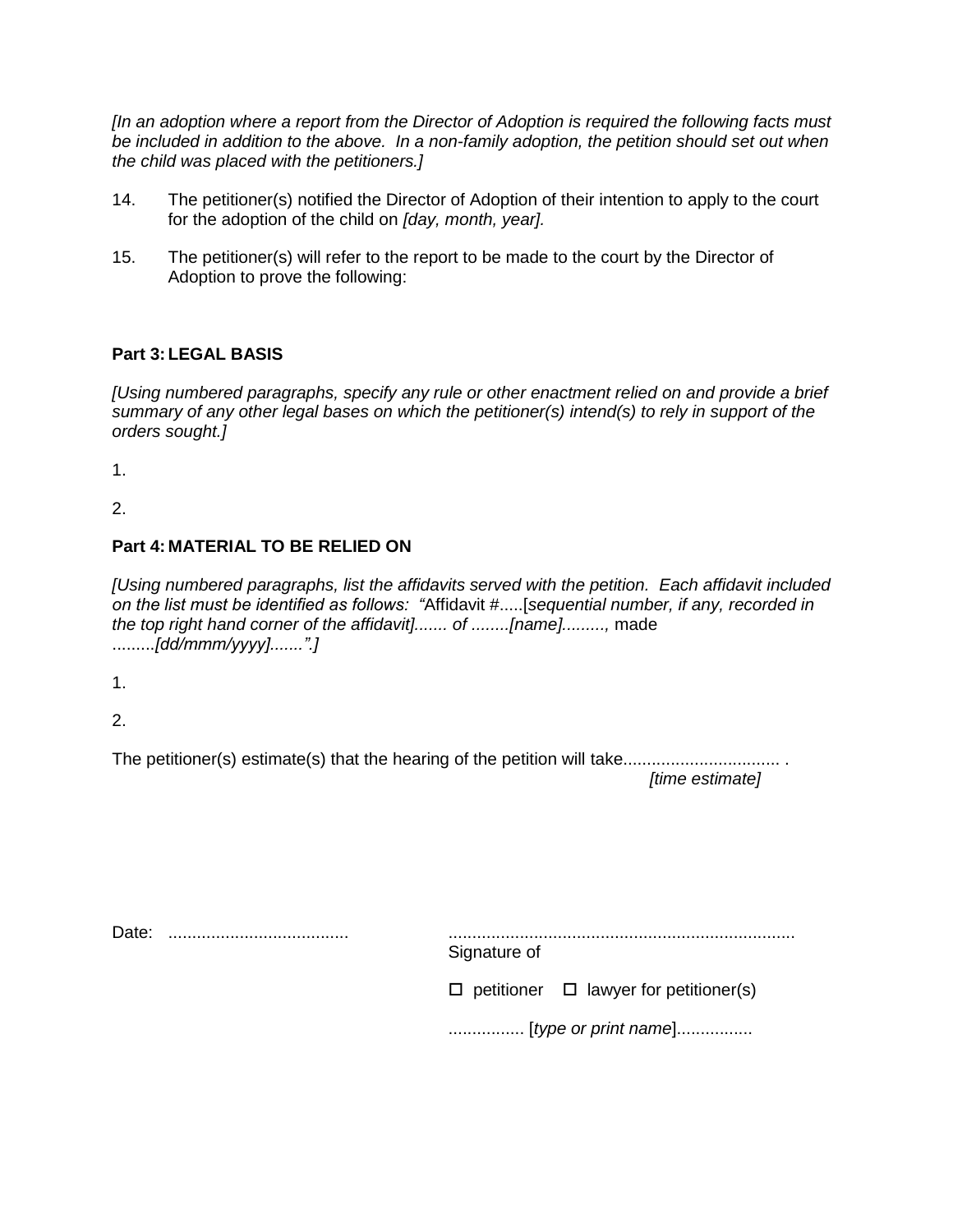*[In an adoption where a report from the Director of Adoption is required the following facts must be included in addition to the above. In a non-family adoption, the petition should set out when the child was placed with the petitioners.]*

14. The petitioner(s) notified the Director of Adoption of their intention to apply to the court for the adoption of the child on *[day, month, year].*

15. The petitioner(s) will refer to the report to be made to the court by the Director of Adoption to prove the following:

**Part 3: LEGAL BASIS**

*[Using numbered paragraphs, specify any rule or other enactment relied on and provide a brief summary of any other legal bases on which the petitioner(s) intend(s) to rely in support of the orders sought.]*

1.

2.

**Part 4: MATERIAL TO BE RELIED ON**

*[Using numbered paragraphs, list the affidavits served with the petition. Each affidavit included on the list must be identified as follows: "*Affidavit #.....[*sequential number, if any, recorded in the top right hand corner of the affidavit]....... of ........[name].........,* made .........*[dd/mmm/yyyy].......".]*

1.

2.

The petitioner(s) estimate(s) that the hearing of the petition will take................................. .
*[time estimate]*

Date: ......................................

.........................................................................
Signature of

☐ petitioner ☐ lawyer for petitioner(s)

................ [*type or print name*]................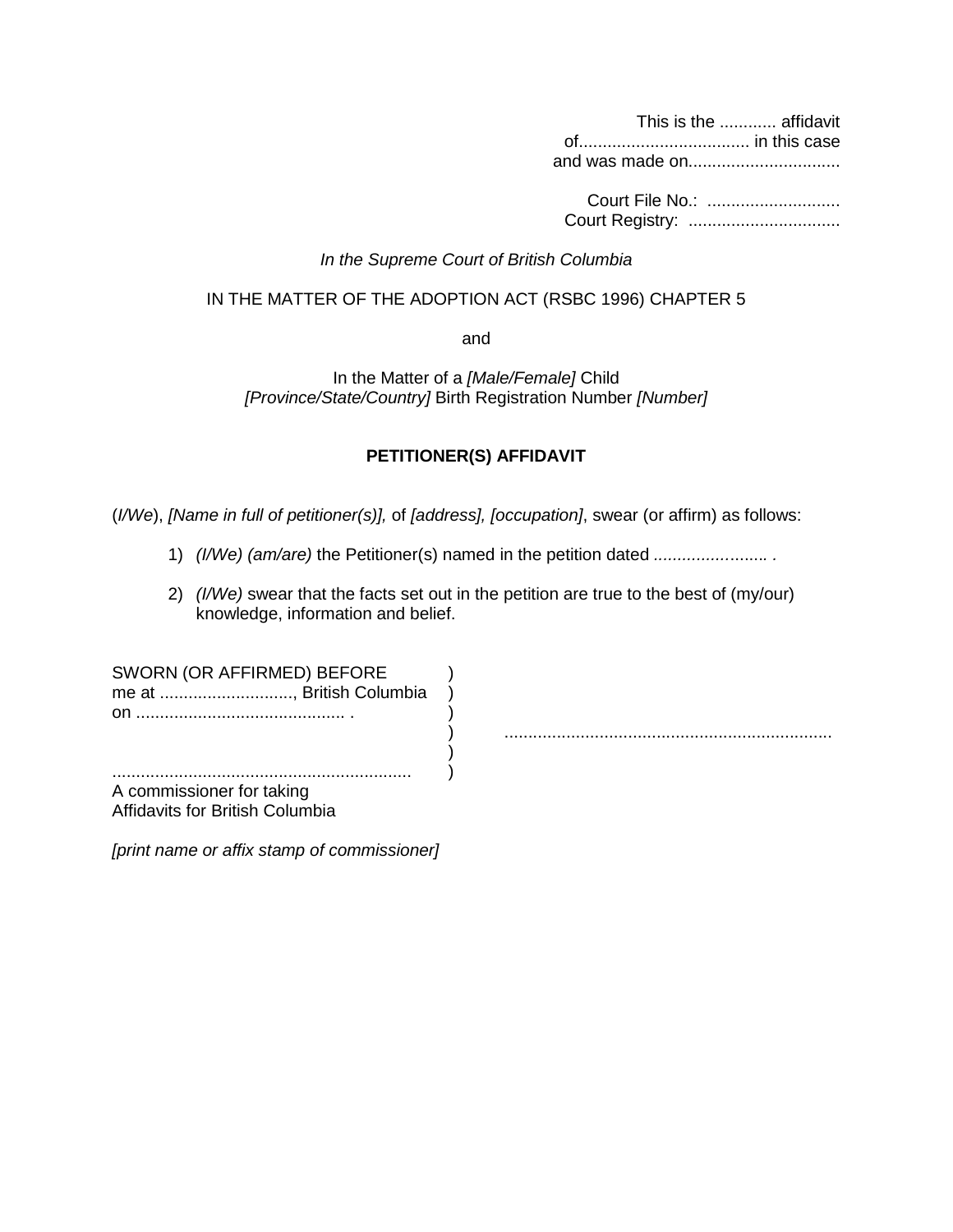This is the ............ affidavit
of.................................... in this case
and was made on................................

Court File No.: ............................
Court Registry: ................................

*In the Supreme Court of British Columbia*

IN THE MATTER OF THE ADOPTION ACT (RSBC 1996) CHAPTER 5

and

In the Matter of a *[Male/Female]* Child
*[Province/State/Country]* Birth Registration Number *[Number]*

**PETITIONER(S) AFFIDAVIT**

(*I/We*), *[Name in full of petitioner(s)],* of *[address], [occupation]*, swear (or affirm) as follows:

1) *(I/We) (am/are)* the Petitioner(s) named in the petition dated ......................... .

2) *(I/We)* swear that the facts set out in the petition are true to the best of (my/our) knowledge, information and belief.

SWORN (OR AFFIRMED) BEFORE )
me at ............................, British Columbia )
on ............................................ . )
) ....................................................................
)
.............................................................. )
A commissioner for taking
Affidavits for British Columbia

*[print name or affix stamp of commissioner]*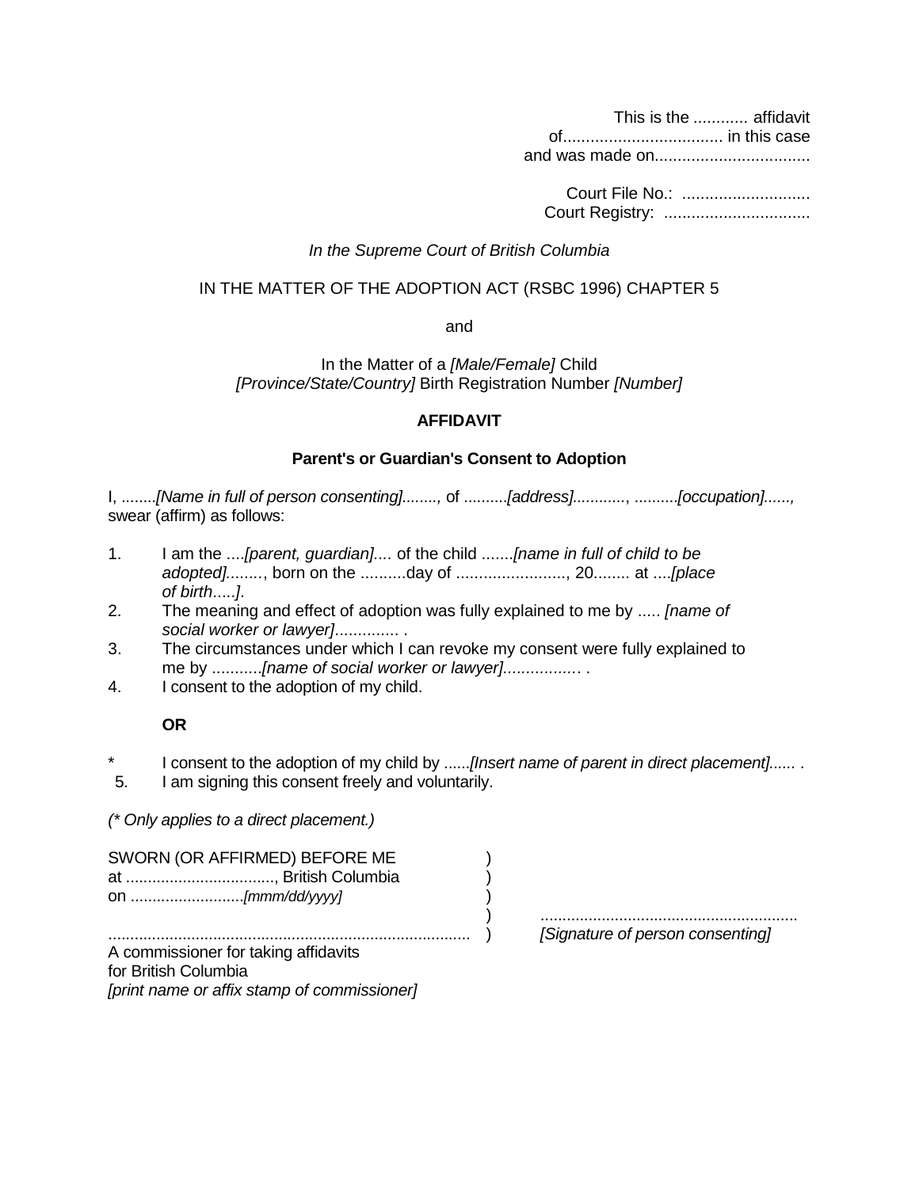This is the ............ affidavit
of................................... in this case
and was made on..................................

Court File No.: ............................
Court Registry: ................................

*In the Supreme Court of British Columbia*

IN THE MATTER OF THE ADOPTION ACT (RSBC 1996) CHAPTER 5

and

In the Matter of a *[Male/Female]* Child
*[Province/State/Country]* Birth Registration Number *[Number]*

**AFFIDAVIT**

**Parent's or Guardian's Consent to Adoption**

I, ........*[Name in full of person consenting]........,* of ..........*[address]...........*, ..........*[occupation]......,* swear (affirm) as follows:

1. I am the ....*[parent, guardian]....* of the child .......*[name in full of child to be adopted]........*, born on the ..........day of ........................, 20........ at ....*[place of birth.....]*.
2. The meaning and effect of adoption was fully explained to me by ..... *[name of social worker or lawyer]*.............. .
3. The circumstances under which I can revoke my consent were fully explained to me by ...........*[name of social worker or lawyer]*................. .
4. I consent to the adoption of my child.

**OR**

\* I consent to the adoption of my child by ......*[Insert name of parent in direct placement]......* .

5. I am signing this consent freely and voluntarily.

*(\* Only applies to a direct placement.)*

SWORN (OR AFFIRMED) BEFORE ME )
at .................................., British Columbia )
on ..........................*[mmm/dd/yyyy]* )
) ..........................................................
.................................................................................. ) *[Signature of person consenting]*
A commissioner for taking affidavits
for British Columbia
*[print name or affix stamp of commissioner]*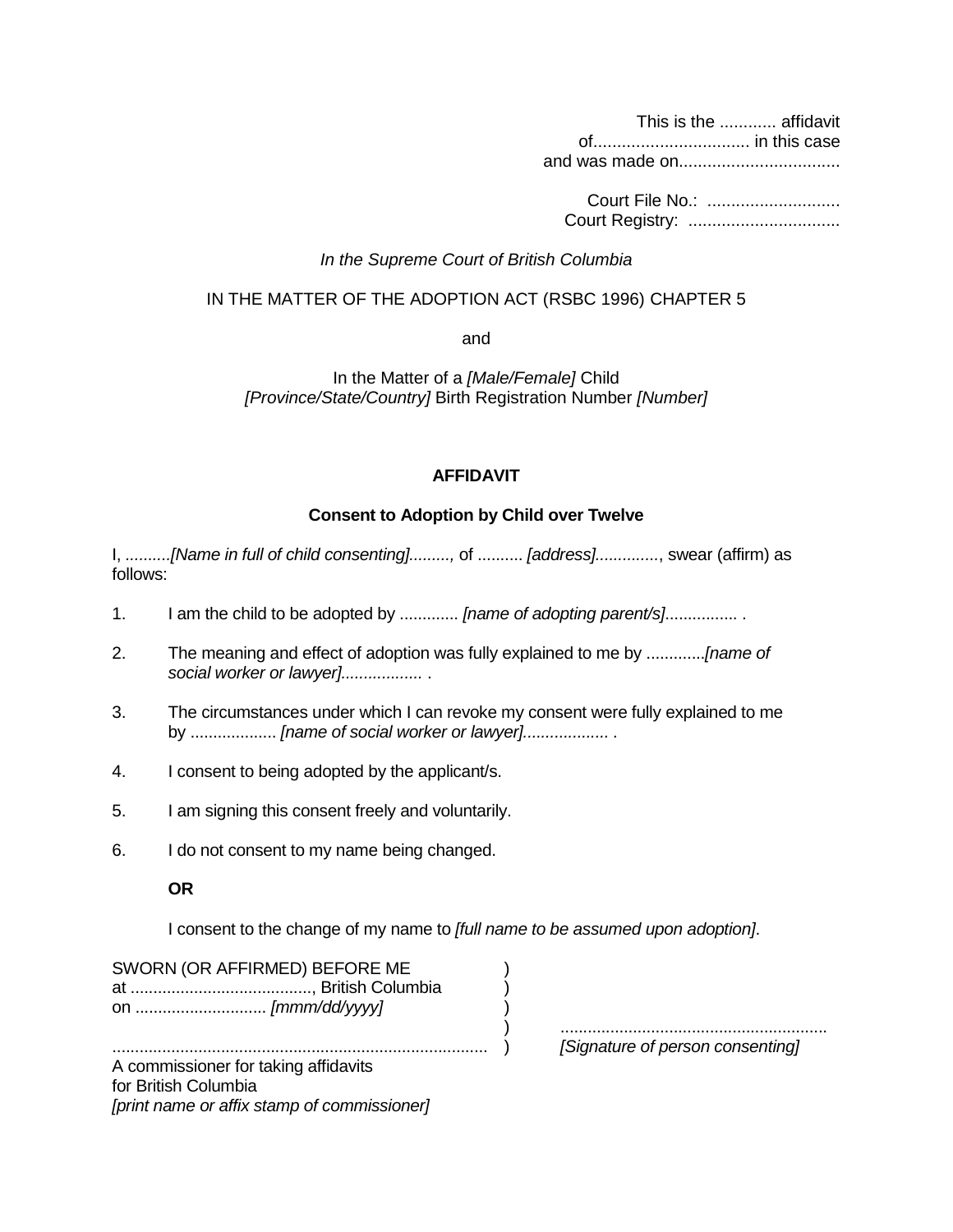This is the ............ affidavit
of................................. in this case
and was made on..................................

Court File No.: ............................
Court Registry: ................................

*In the Supreme Court of British Columbia*

IN THE MATTER OF THE ADOPTION ACT (RSBC 1996) CHAPTER 5

and

In the Matter of a *[Male/Female]* Child
*[Province/State/Country]* Birth Registration Number *[Number]*

**AFFIDAVIT**

**Consent to Adoption by Child over Twelve**

I, ..........*[Name in full of child consenting].........,* of .......... *[address].............*, swear (affirm) as follows:

1. I am the child to be adopted by ............. *[name of adopting parent/s]*................ .

2. The meaning and effect of adoption was fully explained to me by .............*[name of social worker or lawyer]..................* .

3. The circumstances under which I can revoke my consent were fully explained to me by ................... *[name of social worker or lawyer]...................* .

4. I consent to being adopted by the applicant/s.

5. I am signing this consent freely and voluntarily.

6. I do not consent to my name being changed.

   **OR**

   I consent to the change of my name to *[full name to be assumed upon adoption]*.

SWORN (OR AFFIRMED) BEFORE ME )
at ........................................, British Columbia )
on ............................. *[mmm/dd/yyyy]* )
) ..........................................................
.................................................................................. ) *[Signature of person consenting]*
A commissioner for taking affidavits
for British Columbia
*[print name or affix stamp of commissioner]*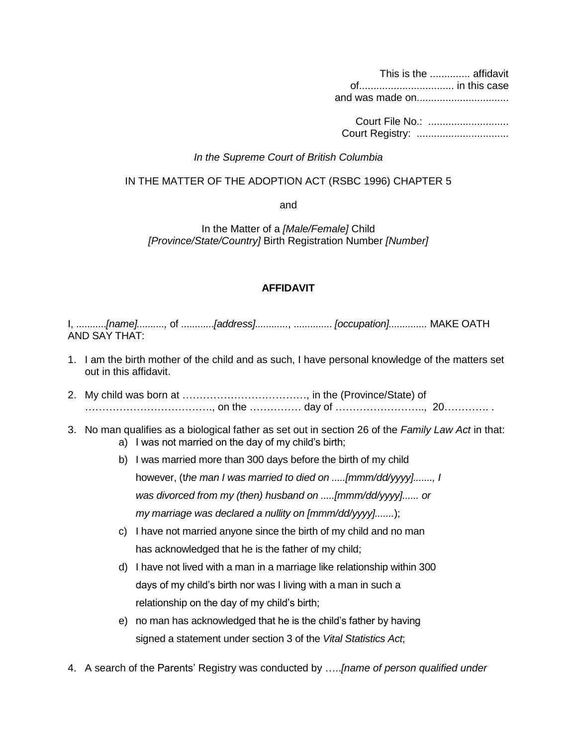This is the .............. affidavit
of................................. in this case
and was made on................................

Court File No.: ............................
Court Registry: ................................

*In the Supreme Court of British Columbia*

IN THE MATTER OF THE ADOPTION ACT (RSBC 1996) CHAPTER 5

and

In the Matter of a *[Male/Female]* Child
*[Province/State/Country]* Birth Registration Number *[Number]*

**AFFIDAVIT**

I, ...........*[name]..........,* of ............*[address]............*, .............. *[occupation].............* MAKE OATH AND SAY THAT:

1. I am the birth mother of the child and as such, I have personal knowledge of the matters set out in this affidavit.
2. My child was born at ………………………………, in the (Province/State) of ………………………………., on the …………… day of …………………….., 20…………. .
3. No man qualifies as a biological father as set out in section 26 of the *Family Law Act* in that:
   a) I was not married on the day of my child's birth;
   b) I was married more than 300 days before the birth of my child however, (t*he man I was married to died on .....[mmm/dd/yyyy]......., I was divorced from my (then) husband on .....[mmm/dd/yyyy]...... or my marriage was declared a nullity on [mmm/dd/yyyy].......*);
   c) I have not married anyone since the birth of my child and no man has acknowledged that he is the father of my child;
   d) I have not lived with a man in a marriage like relationship within 300 days of my child's birth nor was I living with a man in such a relationship on the day of my child's birth;
   e) no man has acknowledged that he is the child's father by having signed a statement under section 3 of the *Vital Statistics Act*;
4. A search of the Parents' Registry was conducted by …..*[name of person qualified under*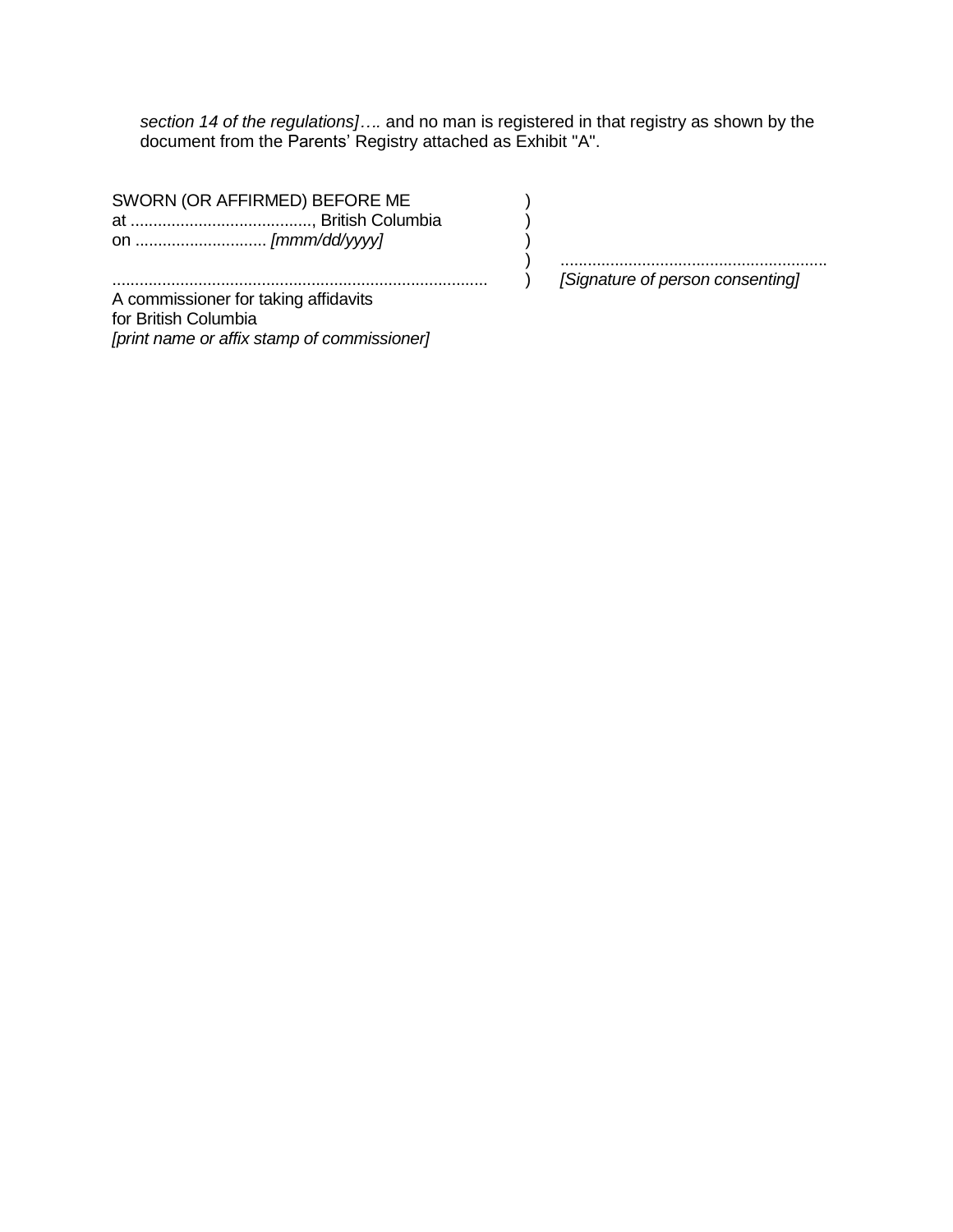*section 14 of the regulations]….* and no man is registered in that registry as shown by the document from the Parents' Registry attached as Exhibit "A".

| | | |
|---|---|---|
| SWORN (OR AFFIRMED) BEFORE ME | ) | |
| at ........................................, British Columbia | ) | |
| on ............................ *[mmm/dd/yyyy]* | ) | |
| | ) | ........................................................... |
| .................................................................................. | ) | *[Signature of person consenting]* |
| A commissioner for taking affidavits for British Columbia *[print name or affix stamp of commissioner]* | | |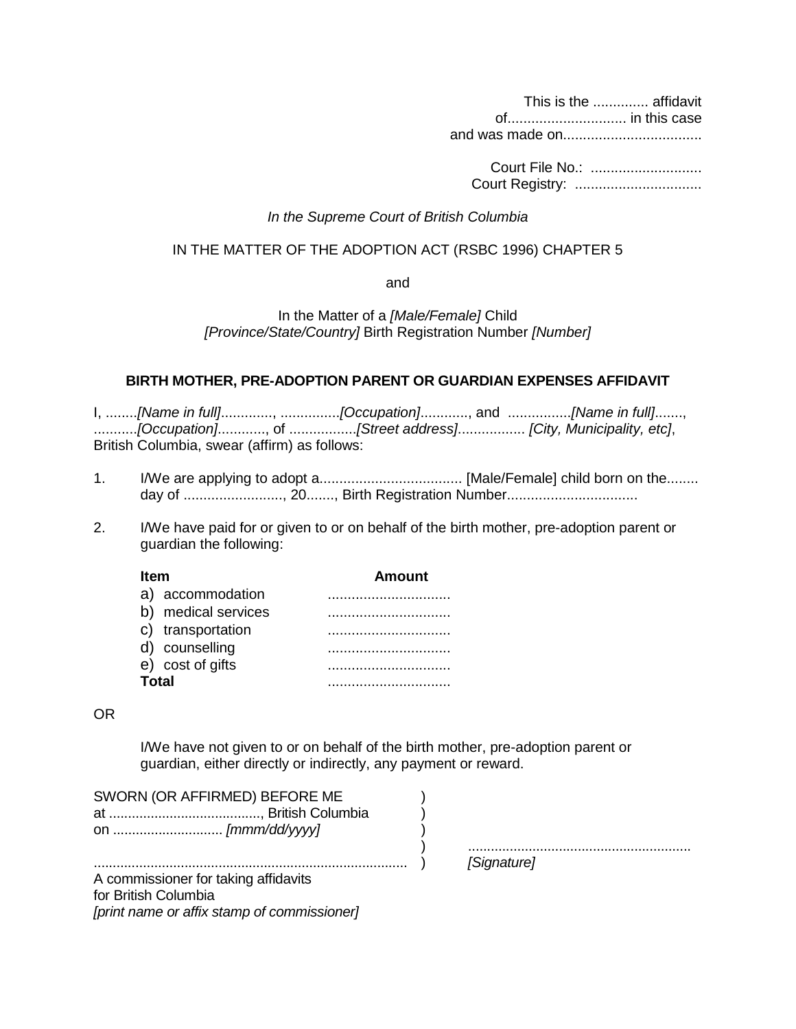This is the .............. affidavit
of.............................. in this case
and was made on...................................

Court File No.: ............................
Court Registry: ................................

*In the Supreme Court of British Columbia*

IN THE MATTER OF THE ADOPTION ACT (RSBC 1996) CHAPTER 5

and

In the Matter of a *[Male/Female]* Child
*[Province/State/Country]* Birth Registration Number *[Number]*

**BIRTH MOTHER, PRE-ADOPTION PARENT OR GUARDIAN EXPENSES AFFIDAVIT**

I, ........*[Name in full]*............., ...............*[Occupation]*............, and ................*[Name in full]*......., ...........*[Occupation]*............, of .................*[Street address]*................. *[City, Municipality, etc]*, British Columbia, swear (affirm) as follows:

1. I/We are applying to adopt a.................................... [Male/Female] child born on the........ day of ........................., 20......., Birth Registration Number.................................

2. I/We have paid for or given to or on behalf of the birth mother, pre-adoption parent or guardian the following:

| Item | Amount |
|---|---|
| a) accommodation | ............................... |
| b) medical services | ............................... |
| c) transportation | ............................... |
| d) counselling | ............................... |
| e) cost of gifts | ............................... |
| **Total** | ............................... |

OR

I/We have not given to or on behalf of the birth mother, pre-adoption parent or guardian, either directly or indirectly, any payment or reward.

SWORN (OR AFFIRMED) BEFORE ME )
at ........................................, British Columbia )
on ............................ *[mmm/dd/yyyy]* )
) ..........................................................
.................................................................................. ) *[Signature]*
A commissioner for taking affidavits
for British Columbia
*[print name or affix stamp of commissioner]*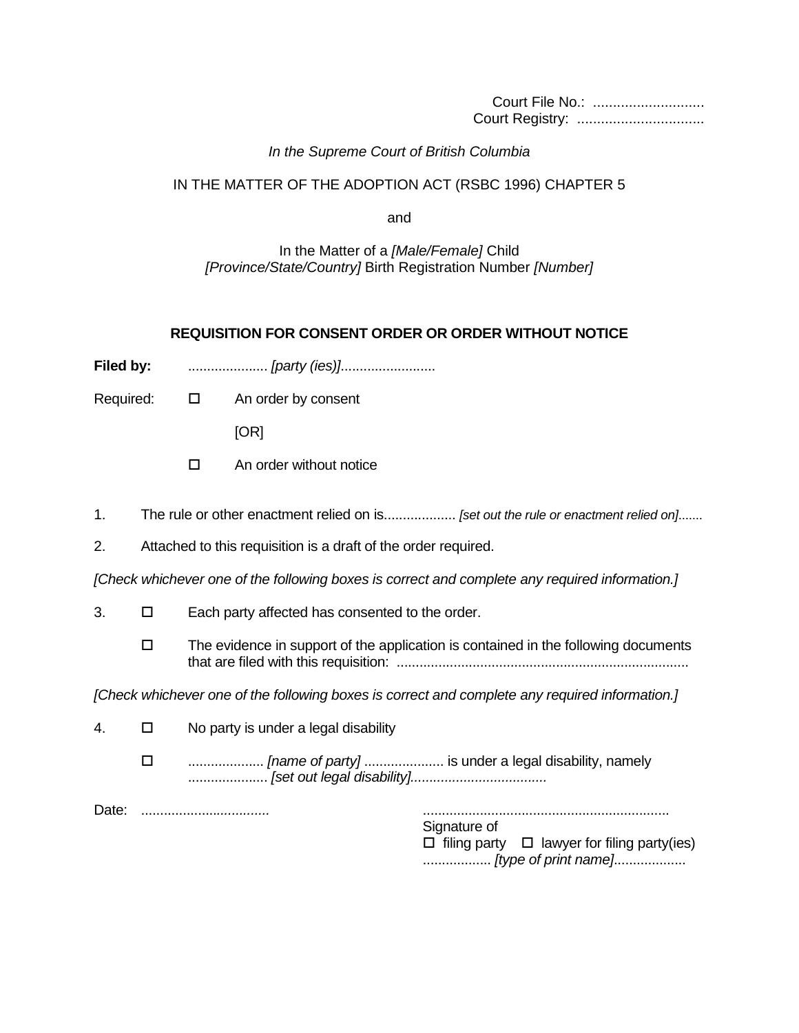Court File No.: ............................
Court Registry: ................................

*In the Supreme Court of British Columbia*

IN THE MATTER OF THE ADOPTION ACT (RSBC 1996) CHAPTER 5

and

In the Matter of a *[Male/Female]* Child
*[Province/State/Country]* Birth Registration Number *[Number]*

**REQUISITION FOR CONSENT ORDER OR ORDER WITHOUT NOTICE**

**Filed by:** .................... *[party (ies)]*.........................

Required: ☐ An order by consent

[OR]

☐ An order without notice

1. The rule or other enactment relied on is.................. *[set out the rule or enactment relied on]*.......

2. Attached to this requisition is a draft of the order required.

*[Check whichever one of the following boxes is correct and complete any required information.]*

3. ☐ Each party affected has consented to the order.

   ☐ The evidence in support of the application is contained in the following documents that are filed with this requisition: ............................................................................

*[Check whichever one of the following boxes is correct and complete any required information.]*

4. ☐ No party is under a legal disability

   ☐ .................... *[name of party]* ..................... is under a legal disability, namely ..................... *[set out legal disability]*....................................

Date: ..................................

.................................................................
Signature of
☐ filing party ☐ lawyer for filing party(ies)
.................. *[type of print name]*...................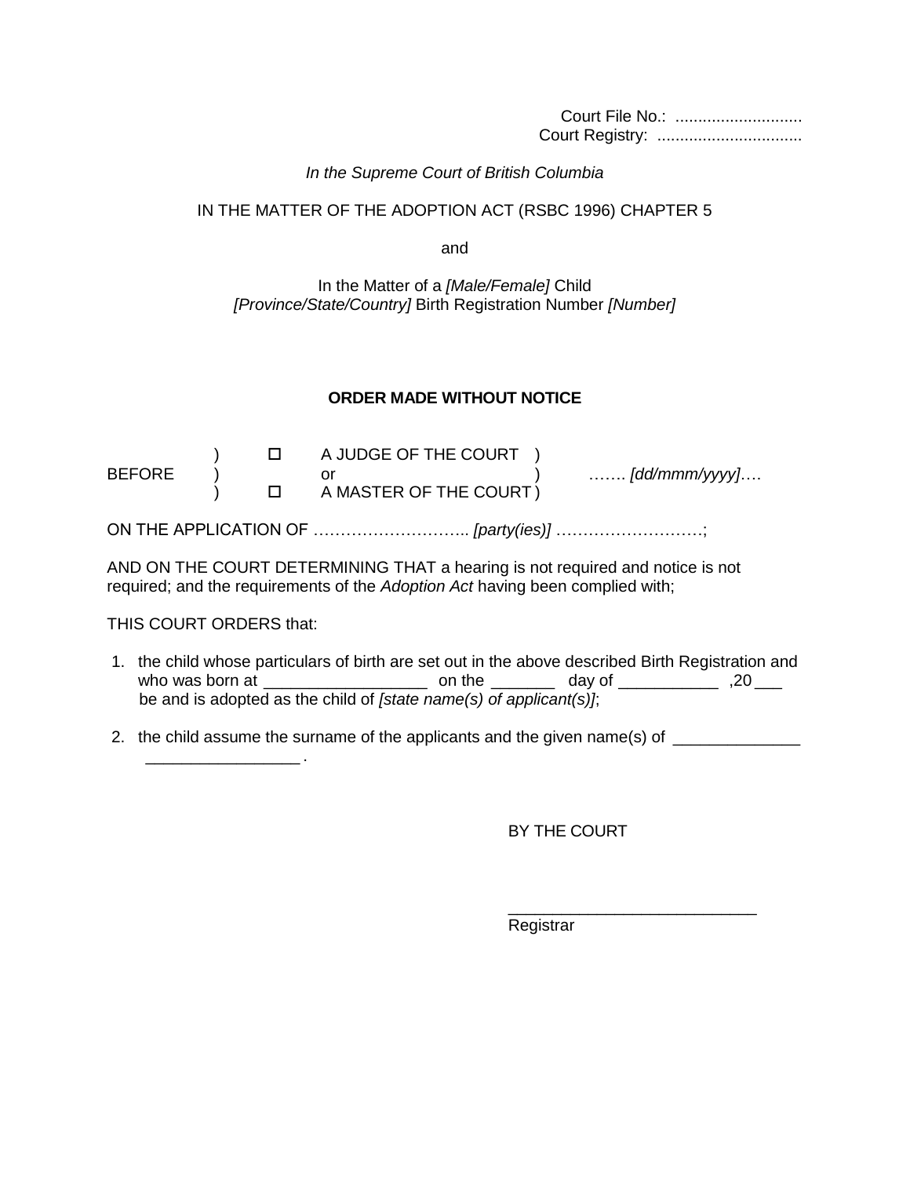Court File No.: ............................
Court Registry: ................................

*In the Supreme Court of British Columbia*

IN THE MATTER OF THE ADOPTION ACT (RSBC 1996) CHAPTER 5

and

In the Matter of a *[Male/Female]* Child
*[Province/State/Country]* Birth Registration Number *[Number]*

**ORDER MADE WITHOUT NOTICE**

| | | | | |
|---|---|---|---|---|
| | ) | ☐ | A JUDGE OF THE COURT ) | |
| BEFORE | ) | | or ) | ……. *[dd/mmm/yyyy]*…. |
| | ) | ☐ | A MASTER OF THE COURT ) | |

ON THE APPLICATION OF ……………………….. *[party(ies)]* ………………………;

AND ON THE COURT DETERMINING THAT a hearing is not required and notice is not required; and the requirements of the *Adoption Act* having been complied with;

THIS COURT ORDERS that:

1. the child whose particulars of birth are set out in the above described Birth Registration and who was born at _________________ on the _______ day of ___________ ,20 ___ be and is adopted as the child of *[state name(s) of applicant(s)]*;

2. the child assume the surname of the applicants and the given name(s) of ______________ _________________ .

BY THE COURT

___________________________
Registrar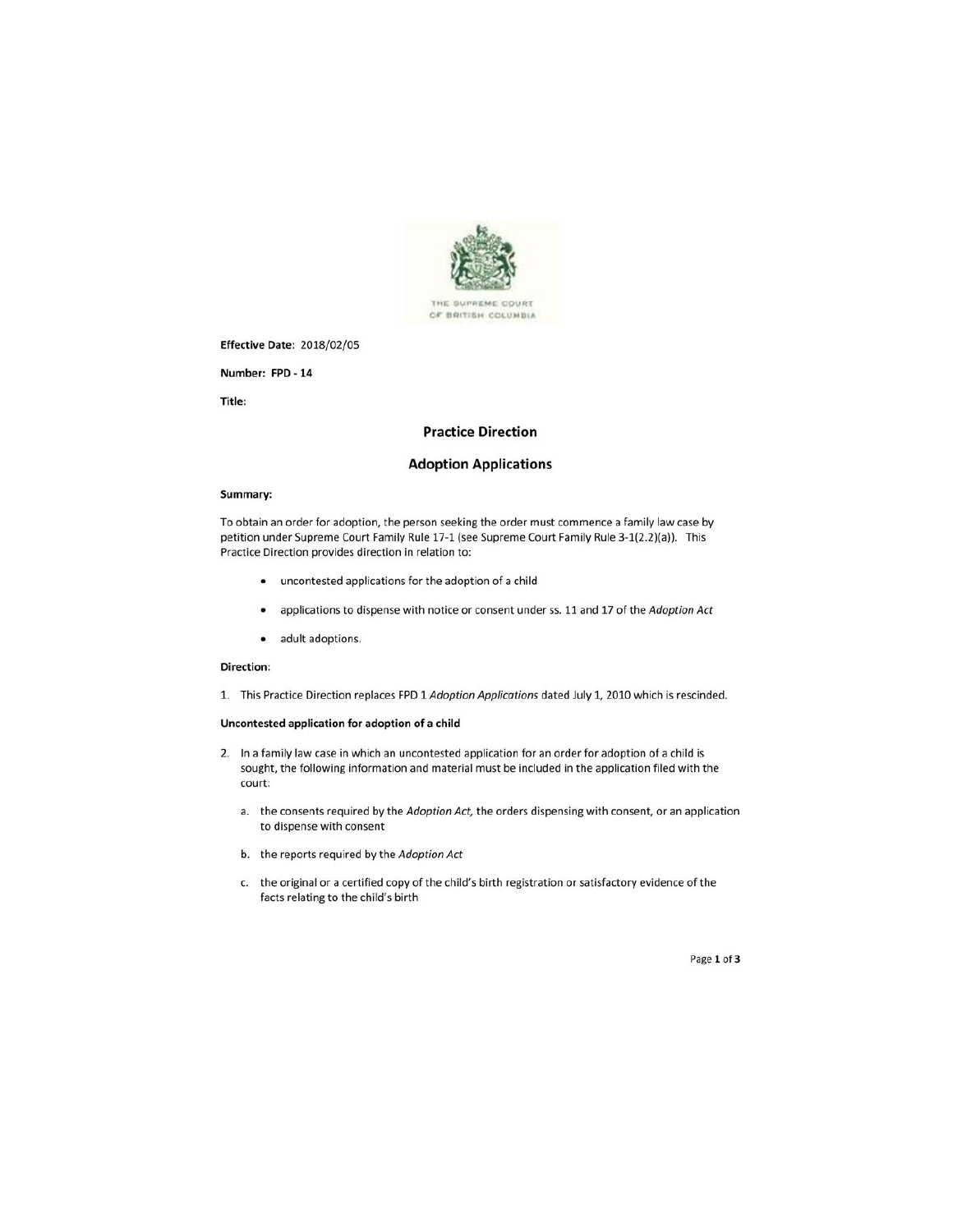THE SUPREME COURT OF BRITISH COLUMBIA

**Effective Date:** 2018/02/05

**Number:** FPD - 14

**Title:**

## Practice Direction

## Adoption Applications

**Summary:**

To obtain an order for adoption, the person seeking the order must commence a family law case by petition under Supreme Court Family Rule 17-1 (see Supreme Court Family Rule 3-1(2.2)(a)). This Practice Direction provides direction in relation to:

- uncontested applications for the adoption of a child
- applications to dispense with notice or consent under ss. 11 and 17 of the *Adoption Act*
- adult adoptions.

**Direction:**

1. This Practice Direction replaces FPD 1 *Adoption Applications* dated July 1, 2010 which is rescinded.

**Uncontested application for adoption of a child**

2. In a family law case in which an uncontested application for an order for adoption of a child is sought, the following information and material must be included in the application filed with the court:

   a. the consents required by the *Adoption Act*, the orders dispensing with consent, or an application to dispense with consent

   b. the reports required by the *Adoption Act*

   c. the original or a certified copy of the child's birth registration or satisfactory evidence of the facts relating to the child's birth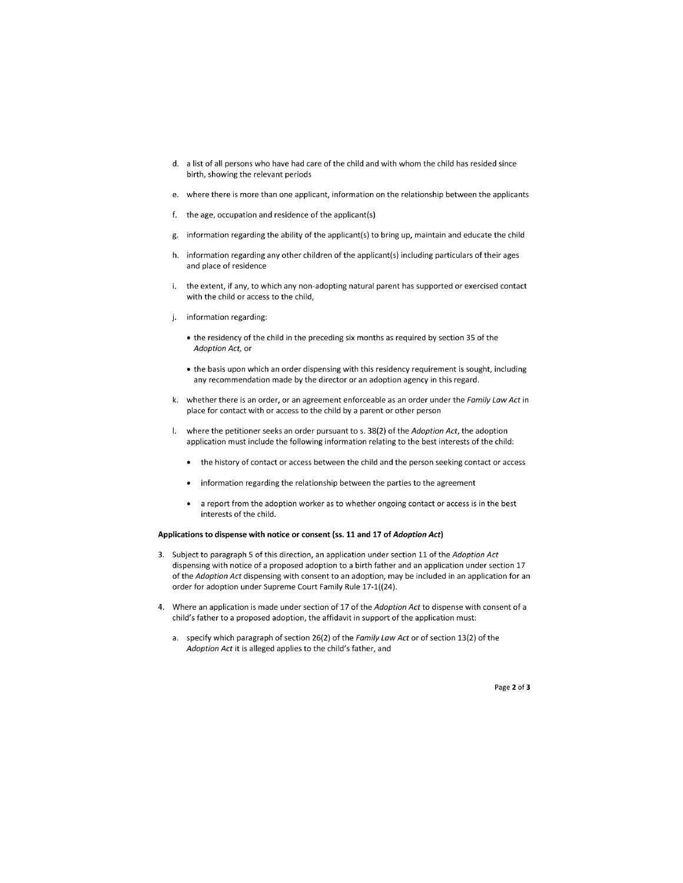d. a list of all persons who have had care of the child and with whom the child has resided since birth, showing the relevant periods

e. where there is more than one applicant, information on the relationship between the applicants

f. the age, occupation and residence of the applicant(s)

g. information regarding the ability of the applicant(s) to bring up, maintain and educate the child

h. information regarding any other children of the applicant(s) including particulars of their ages and place of residence

i. the extent, if any, to which any non-adopting natural parent has supported or exercised contact with the child or access to the child,

j. information regarding:

   - the residency of the child in the preceding six months as required by section 35 of the *Adoption Act*, or
   - the basis upon which an order dispensing with this residency requirement is sought, including any recommendation made by the director or an adoption agency in this regard.

k. whether there is an order, or an agreement enforceable as an order under the *Family Law Act* in place for contact with or access to the child by a parent or other person

l. where the petitioner seeks an order pursuant to s. 38(2) of the *Adoption Act*, the adoption application must include the following information relating to the best interests of the child:

   - the history of contact or access between the child and the person seeking contact or access
   - information regarding the relationship between the parties to the agreement
   - a report from the adoption worker as to whether ongoing contact or access is in the best interests of the child.

**Applications to dispense with notice or consent (ss. 11 and 17 of *Adoption Act*)**

3. Subject to paragraph 5 of this direction, an application under section 11 of the *Adoption Act* dispensing with notice of a proposed adoption to a birth father and an application under section 17 of the *Adoption Act* dispensing with consent to an adoption, may be included in an application for an order for adoption under Supreme Court Family Rule 17-1((24).

4. Where an application is made under section of 17 of the *Adoption Act* to dispense with consent of a child's father to a proposed adoption, the affidavit in support of the application must:

   a. specify which paragraph of section 26(2) of the *Family Law Act* or of section 13(2) of the *Adoption Act* it is alleged applies to the child's father, and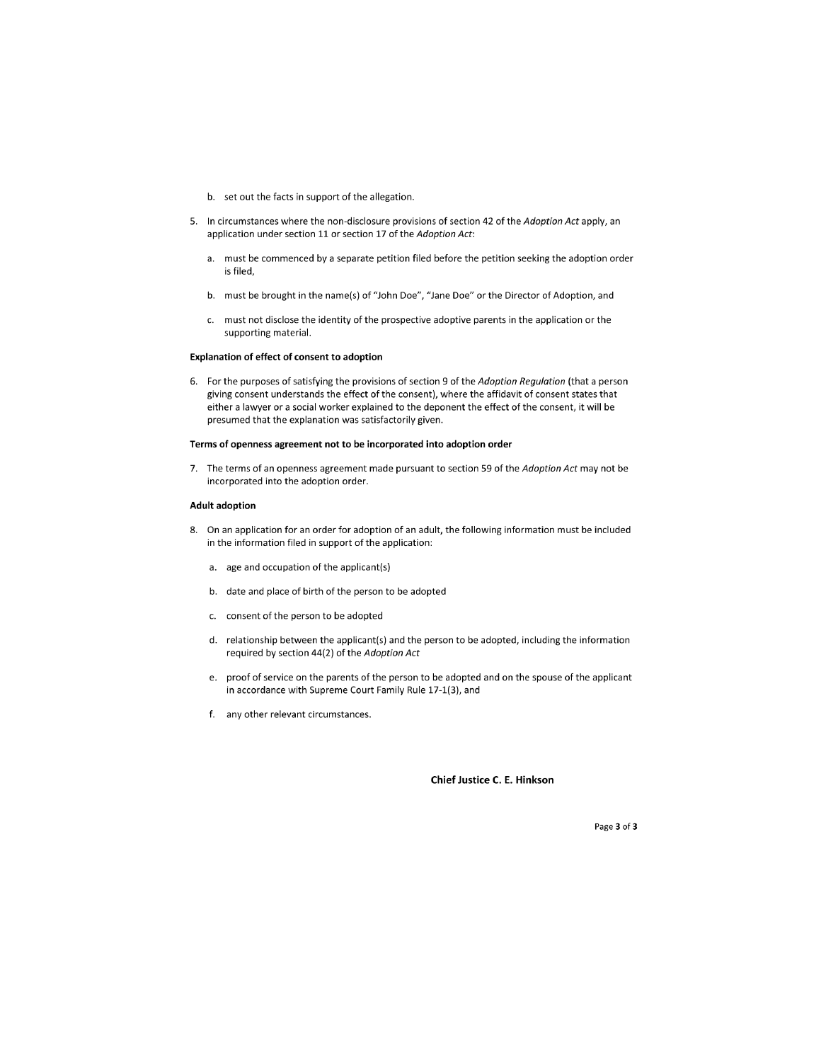b. set out the facts in support of the allegation.

5. In circumstances where the non-disclosure provisions of section 42 of the *Adoption Act* apply, an application under section 11 or section 17 of the *Adoption Act*:

   a. must be commenced by a separate petition filed before the petition seeking the adoption order is filed,

   b. must be brought in the name(s) of "John Doe", "Jane Doe" or the Director of Adoption, and

   c. must not disclose the identity of the prospective adoptive parents in the application or the supporting material.

**Explanation of effect of consent to adoption**

6. For the purposes of satisfying the provisions of section 9 of the *Adoption Regulation* (that a person giving consent understands the effect of the consent), where the affidavit of consent states that either a lawyer or a social worker explained to the deponent the effect of the consent, it will be presumed that the explanation was satisfactorily given.

**Terms of openness agreement not to be incorporated into adoption order**

7. The terms of an openness agreement made pursuant to section 59 of the *Adoption Act* may not be incorporated into the adoption order.

**Adult adoption**

8. On an application for an order for adoption of an adult, the following information must be included in the information filed in support of the application:

   a. age and occupation of the applicant(s)

   b. date and place of birth of the person to be adopted

   c. consent of the person to be adopted

   d. relationship between the applicant(s) and the person to be adopted, including the information required by section 44(2) of the *Adoption Act*

   e. proof of service on the parents of the person to be adopted and on the spouse of the applicant in accordance with Supreme Court Family Rule 17-1(3), and

   f. any other relevant circumstances.

**Chief Justice C. E. Hinkson**